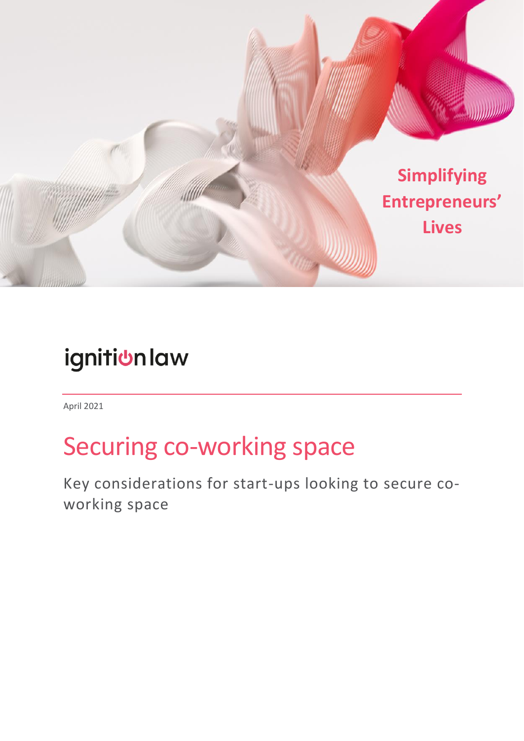Simplifying Entrepreneurs' Lives

ignitionlaw

April 2021

# Securing co-working space

Key considerations for start-ups looking to secure co-working space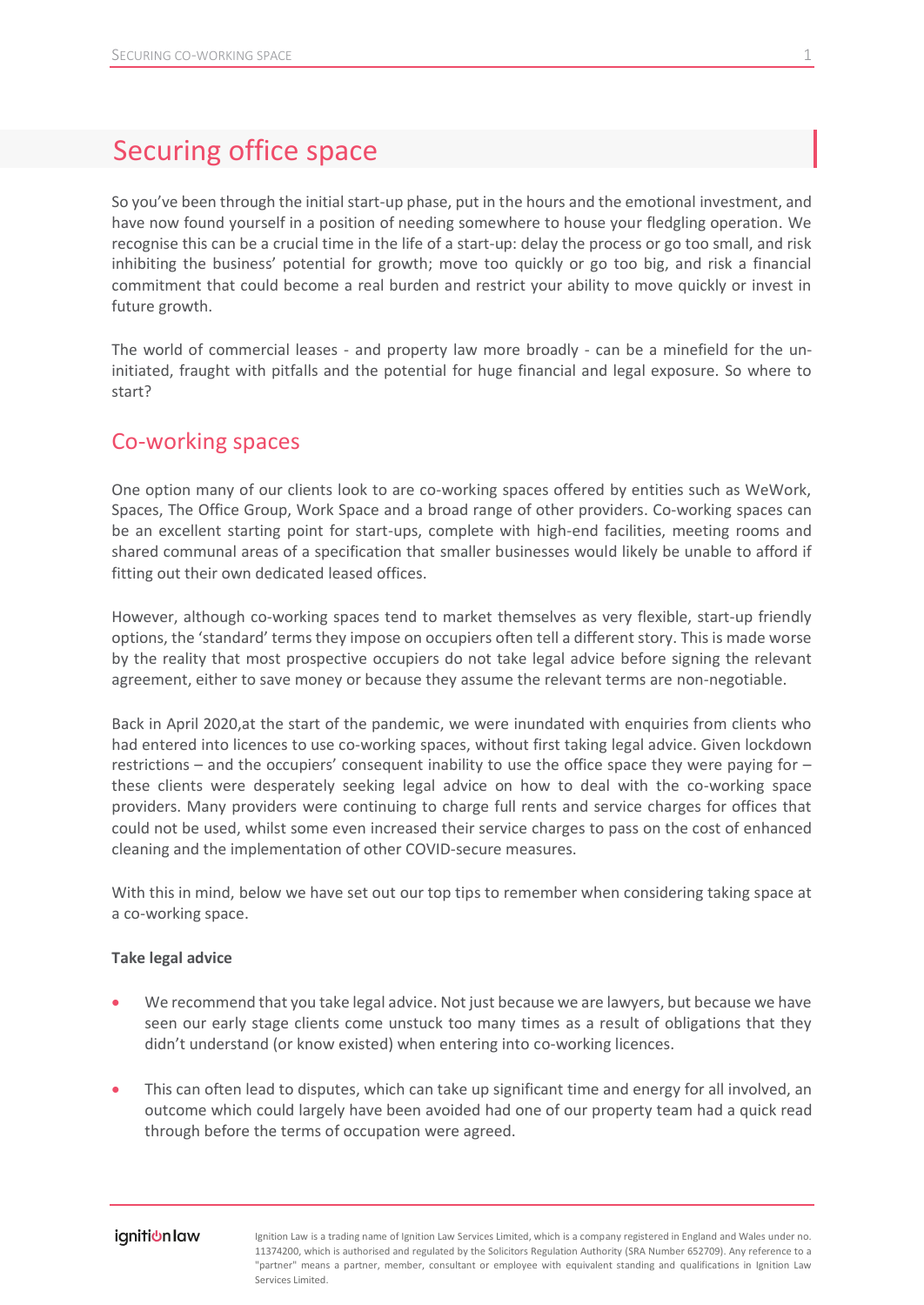# Securing office space

So you've been through the initial start-up phase, put in the hours and the emotional investment, and have now found yourself in a position of needing somewhere to house your fledgling operation. We recognise this can be a crucial time in the life of a start-up: delay the process or go too small, and risk inhibiting the business' potential for growth; move too quickly or go too big, and risk a financial commitment that could become a real burden and restrict your ability to move quickly or invest in future growth.

The world of commercial leases - and property law more broadly - can be a minefield for the un-initiated, fraught with pitfalls and the potential for huge financial and legal exposure. So where to start?

## Co-working spaces

One option many of our clients look to are co-working spaces offered by entities such as WeWork, Spaces, The Office Group, Work Space and a broad range of other providers. Co-working spaces can be an excellent starting point for start-ups, complete with high-end facilities, meeting rooms and shared communal areas of a specification that smaller businesses would likely be unable to afford if fitting out their own dedicated leased offices.

However, although co-working spaces tend to market themselves as very flexible, start-up friendly options, the 'standard' terms they impose on occupiers often tell a different story. This is made worse by the reality that most prospective occupiers do not take legal advice before signing the relevant agreement, either to save money or because they assume the relevant terms are non-negotiable.

Back in April 2020,at the start of the pandemic, we were inundated with enquiries from clients who had entered into licences to use co-working spaces, without first taking legal advice. Given lockdown restrictions – and the occupiers' consequent inability to use the office space they were paying for – these clients were desperately seeking legal advice on how to deal with the co-working space providers. Many providers were continuing to charge full rents and service charges for offices that could not be used, whilst some even increased their service charges to pass on the cost of enhanced cleaning and the implementation of other COVID-secure measures.

With this in mind, below we have set out our top tips to remember when considering taking space at a co-working space.

**Take legal advice**

- We recommend that you take legal advice. Not just because we are lawyers, but because we have seen our early stage clients come unstuck too many times as a result of obligations that they didn't understand (or know existed) when entering into co-working licences.

- This can often lead to disputes, which can take up significant time and energy for all involved, an outcome which could largely have been avoided had one of our property team had a quick read through before the terms of occupation were agreed.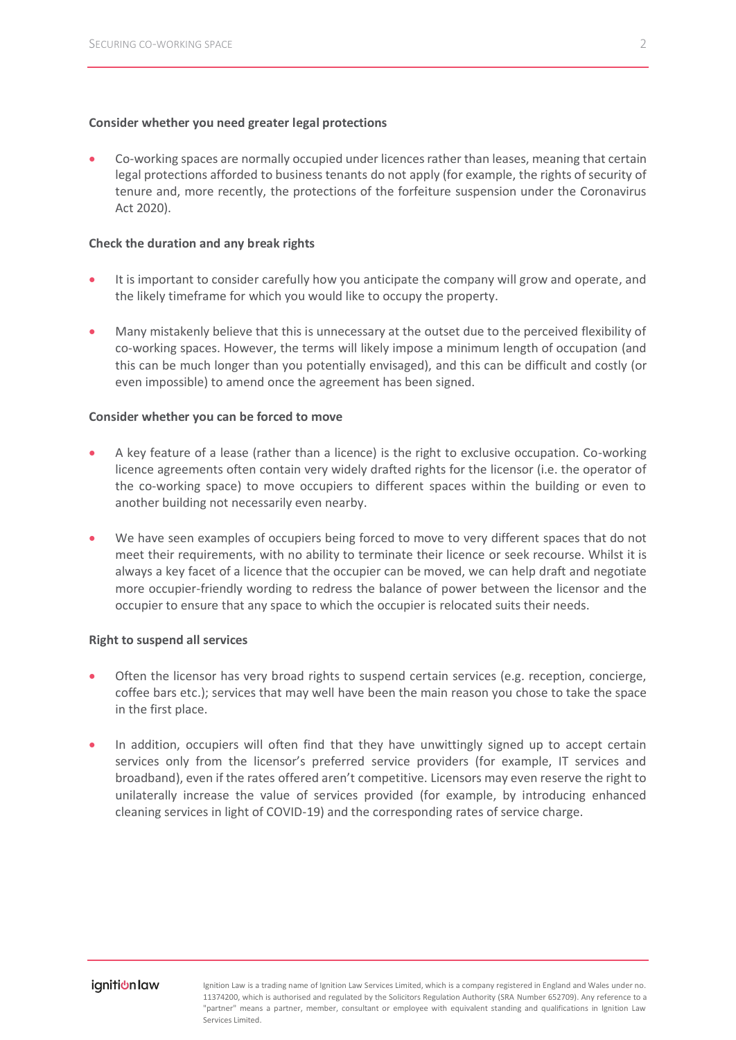**Consider whether you need greater legal protections**

- Co-working spaces are normally occupied under licences rather than leases, meaning that certain legal protections afforded to business tenants do not apply (for example, the rights of security of tenure and, more recently, the protections of the forfeiture suspension under the Coronavirus Act 2020).

**Check the duration and any break rights**

- It is important to consider carefully how you anticipate the company will grow and operate, and the likely timeframe for which you would like to occupy the property.
- Many mistakenly believe that this is unnecessary at the outset due to the perceived flexibility of co-working spaces. However, the terms will likely impose a minimum length of occupation (and this can be much longer than you potentially envisaged), and this can be difficult and costly (or even impossible) to amend once the agreement has been signed.

**Consider whether you can be forced to move**

- A key feature of a lease (rather than a licence) is the right to exclusive occupation. Co-working licence agreements often contain very widely drafted rights for the licensor (i.e. the operator of the co-working space) to move occupiers to different spaces within the building or even to another building not necessarily even nearby.
- We have seen examples of occupiers being forced to move to very different spaces that do not meet their requirements, with no ability to terminate their licence or seek recourse. Whilst it is always a key facet of a licence that the occupier can be moved, we can help draft and negotiate more occupier-friendly wording to redress the balance of power between the licensor and the occupier to ensure that any space to which the occupier is relocated suits their needs.

**Right to suspend all services**

- Often the licensor has very broad rights to suspend certain services (e.g. reception, concierge, coffee bars etc.); services that may well have been the main reason you chose to take the space in the first place.
- In addition, occupiers will often find that they have unwittingly signed up to accept certain services only from the licensor's preferred service providers (for example, IT services and broadband), even if the rates offered aren't competitive. Licensors may even reserve the right to unilaterally increase the value of services provided (for example, by introducing enhanced cleaning services in light of COVID-19) and the corresponding rates of service charge.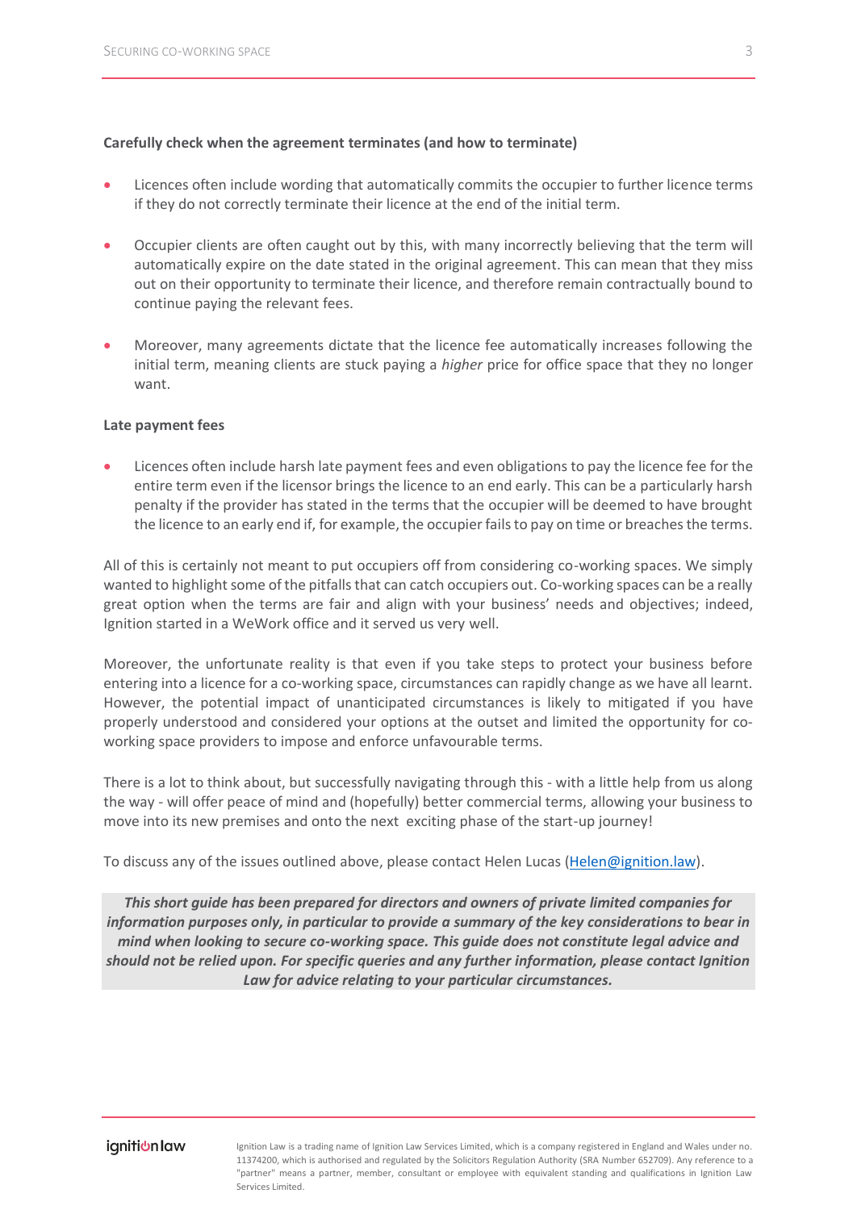**Carefully check when the agreement terminates (and how to terminate)**

- Licences often include wording that automatically commits the occupier to further licence terms if they do not correctly terminate their licence at the end of the initial term.
- Occupier clients are often caught out by this, with many incorrectly believing that the term will automatically expire on the date stated in the original agreement. This can mean that they miss out on their opportunity to terminate their licence, and therefore remain contractually bound to continue paying the relevant fees.
- Moreover, many agreements dictate that the licence fee automatically increases following the initial term, meaning clients are stuck paying a *higher* price for office space that they no longer want.

**Late payment fees**

- Licences often include harsh late payment fees and even obligations to pay the licence fee for the entire term even if the licensor brings the licence to an end early. This can be a particularly harsh penalty if the provider has stated in the terms that the occupier will be deemed to have brought the licence to an early end if, for example, the occupier fails to pay on time or breaches the terms.

All of this is certainly not meant to put occupiers off from considering co-working spaces. We simply wanted to highlight some of the pitfalls that can catch occupiers out. Co-working spaces can be a really great option when the terms are fair and align with your business' needs and objectives; indeed, Ignition started in a WeWork office and it served us very well.

Moreover, the unfortunate reality is that even if you take steps to protect your business before entering into a licence for a co-working space, circumstances can rapidly change as we have all learnt. However, the potential impact of unanticipated circumstances is likely to mitigated if you have properly understood and considered your options at the outset and limited the opportunity for co-working space providers to impose and enforce unfavourable terms.

There is a lot to think about, but successfully navigating through this - with a little help from us along the way - will offer peace of mind and (hopefully) better commercial terms, allowing your business to move into its new premises and onto the next exciting phase of the start-up journey!

To discuss any of the issues outlined above, please contact Helen Lucas (Helen@ignition.law).

***This short guide has been prepared for directors and owners of private limited companies for information purposes only, in particular to provide a summary of the key considerations to bear in mind when looking to secure co-working space. This guide does not constitute legal advice and should not be relied upon. For specific queries and any further information, please contact Ignition Law for advice relating to your particular circumstances.***

ignitionlaw

Ignition Law is a trading name of Ignition Law Services Limited, which is a company registered in England and Wales under no. 11374200, which is authorised and regulated by the Solicitors Regulation Authority (SRA Number 652709). Any reference to a "partner" means a partner, member, consultant or employee with equivalent standing and qualifications in Ignition Law Services Limited.